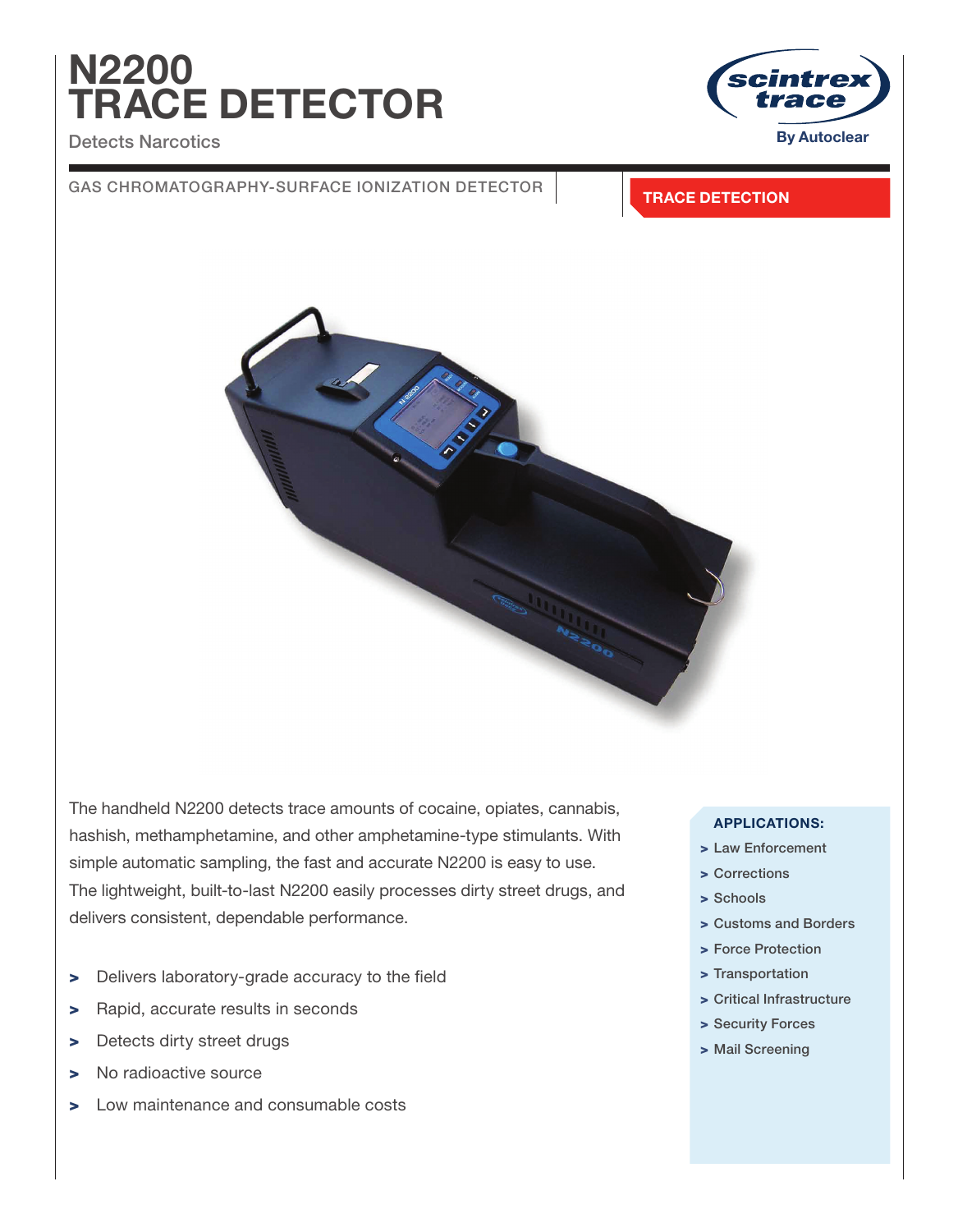# N2200 TRACE DETECTOR

Detects Narcotics

scintrex trace
By Autoclear

GAS CHROMATOGRAPHY-SURFACE IONIZATION DETECTOR

**TRACE DETECTION**

The handheld N2200 detects trace amounts of cocaine, opiates, cannabis, hashish, methamphetamine, and other amphetamine-type stimulants. With simple automatic sampling, the fast and accurate N2200 is easy to use. The lightweight, built-to-last N2200 easily processes dirty street drugs, and delivers consistent, dependable performance.

- Delivers laboratory-grade accuracy to the field
- Rapid, accurate results in seconds
- Detects dirty street drugs
- No radioactive source
- Low maintenance and consumable costs

**APPLICATIONS:**

- Law Enforcement
- Corrections
- Schools
- Customs and Borders
- Force Protection
- Transportation
- Critical Infrastructure
- Security Forces
- Mail Screening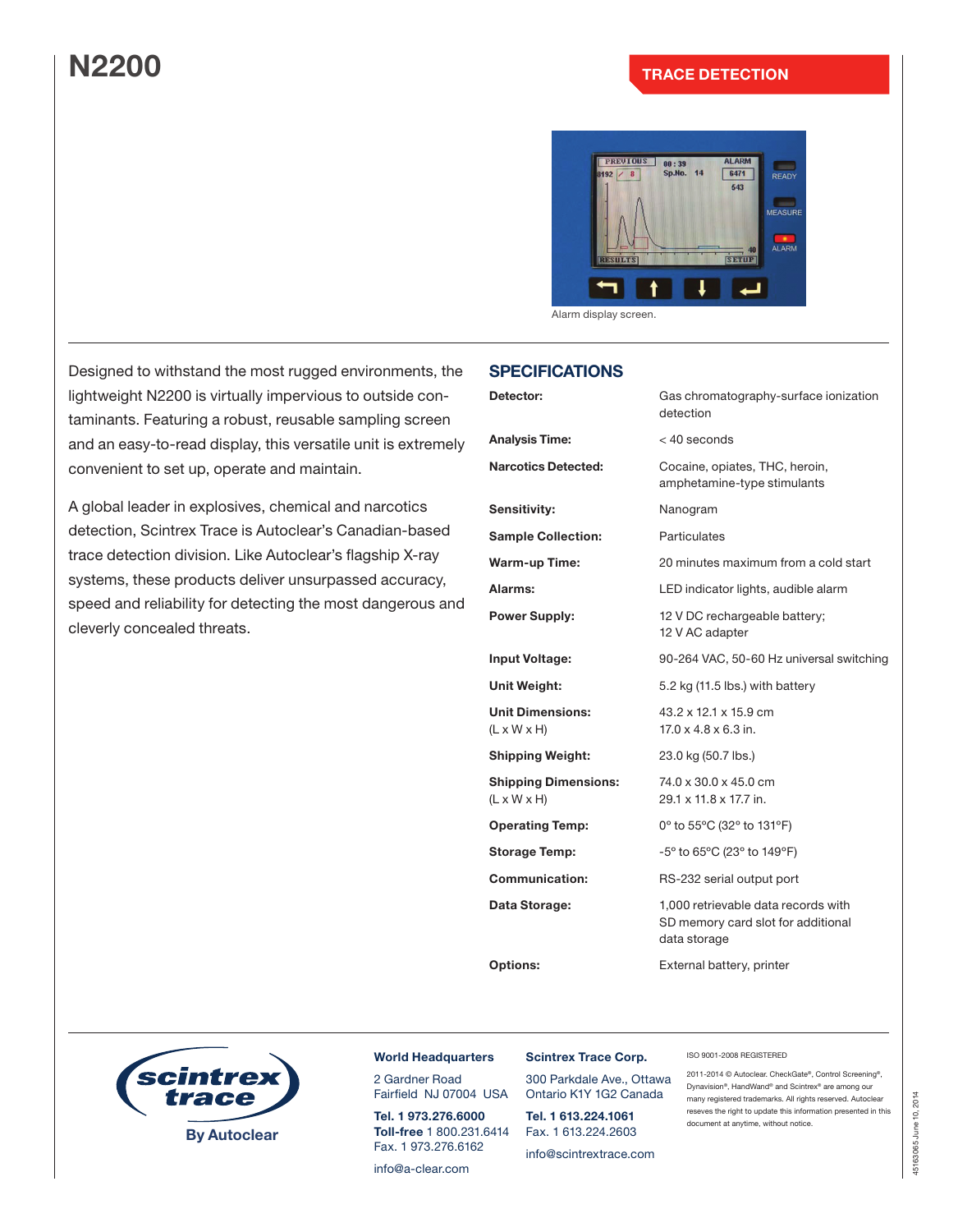# N2200

**TRACE DETECTION**

Alarm display screen.

Designed to withstand the most rugged environments, the lightweight N2200 is virtually impervious to outside contaminants. Featuring a robust, reusable sampling screen and an easy-to-read display, this versatile unit is extremely convenient to set up, operate and maintain.

A global leader in explosives, chemical and narcotics detection, Scintrex Trace is Autoclear's Canadian-based trace detection division. Like Autoclear's flagship X-ray systems, these products deliver unsurpassed accuracy, speed and reliability for detecting the most dangerous and cleverly concealed threats.

## SPECIFICATIONS

| | |
|---|---|
| **Detector:** | Gas chromatography-surface ionization detection |
| **Analysis Time:** | < 40 seconds |
| **Narcotics Detected:** | Cocaine, opiates, THC, heroin, amphetamine-type stimulants |
| **Sensitivity:** | Nanogram |
| **Sample Collection:** | Particulates |
| **Warm-up Time:** | 20 minutes maximum from a cold start |
| **Alarms:** | LED indicator lights, audible alarm |
| **Power Supply:** | 12 V DC rechargeable battery; 12 V AC adapter |
| **Input Voltage:** | 90-264 VAC, 50-60 Hz universal switching |
| **Unit Weight:** | 5.2 kg (11.5 lbs.) with battery |
| **Unit Dimensions:** (L x W x H) | 43.2 x 12.1 x 15.9 cm<br>17.0 x 4.8 x 6.3 in. |
| **Shipping Weight:** | 23.0 kg (50.7 lbs.) |
| **Shipping Dimensions:** (L x W x H) | 74.0 x 30.0 x 45.0 cm<br>29.1 x 11.8 x 17.7 in. |
| **Operating Temp:** | 0° to 55°C (32° to 131°F) |
| **Storage Temp:** | -5° to 65°C (23° to 149°F) |
| **Communication:** | RS-232 serial output port |
| **Data Storage:** | 1,000 retrievable data records with SD memory card slot for additional data storage |
| **Options:** | External battery, printer |

scintrex trace
By Autoclear

**World Headquarters**
2 Gardner Road
Fairfield NJ 07004 USA
**Tel. 1 973.276.6000**
**Toll-free** 1 800.231.6414
Fax. 1 973.276.6162
info@a-clear.com

**Scintrex Trace Corp.**
300 Parkdale Ave., Ottawa
Ontario K1Y 1G2 Canada
**Tel. 1 613.224.1061**
Fax. 1 613.224.2603
info@scintrextrace.com

ISO 9001-2008 REGISTERED

2011-2014 © Autoclear. CheckGate®, Control Screening®, Dynavision®, HandWand® and Scintrex® are among our many registered trademarks. All rights reserved. Autoclear reseves the right to update this information presented in this document at anytime, without notice.

45163065 June 10, 2014